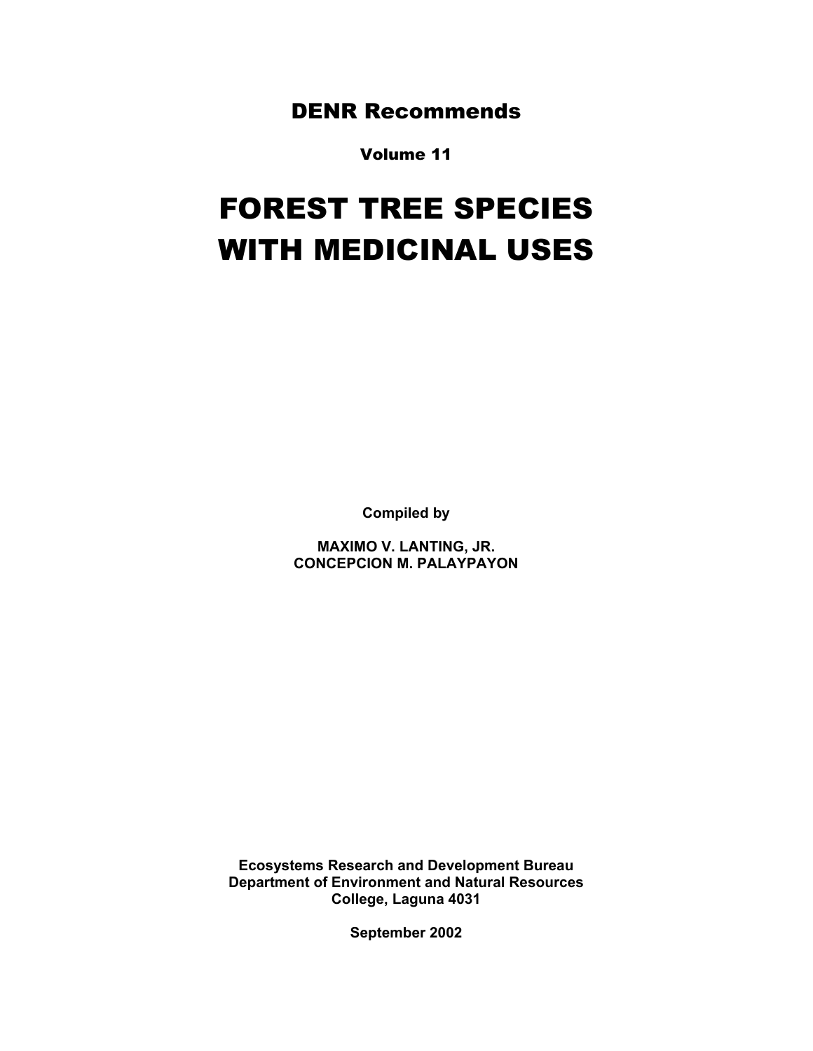## DENR Recommends

### Volume 11

# FOREST TREE SPECIES WITH MEDICINAL USES

**Compiled by**

**MAXIMO V. LANTING, JR.**
**CONCEPCION M. PALAYPAYON**

**Ecosystems Research and Development Bureau**
**Department of Environment and Natural Resources**
**College, Laguna 4031**

**September 2002**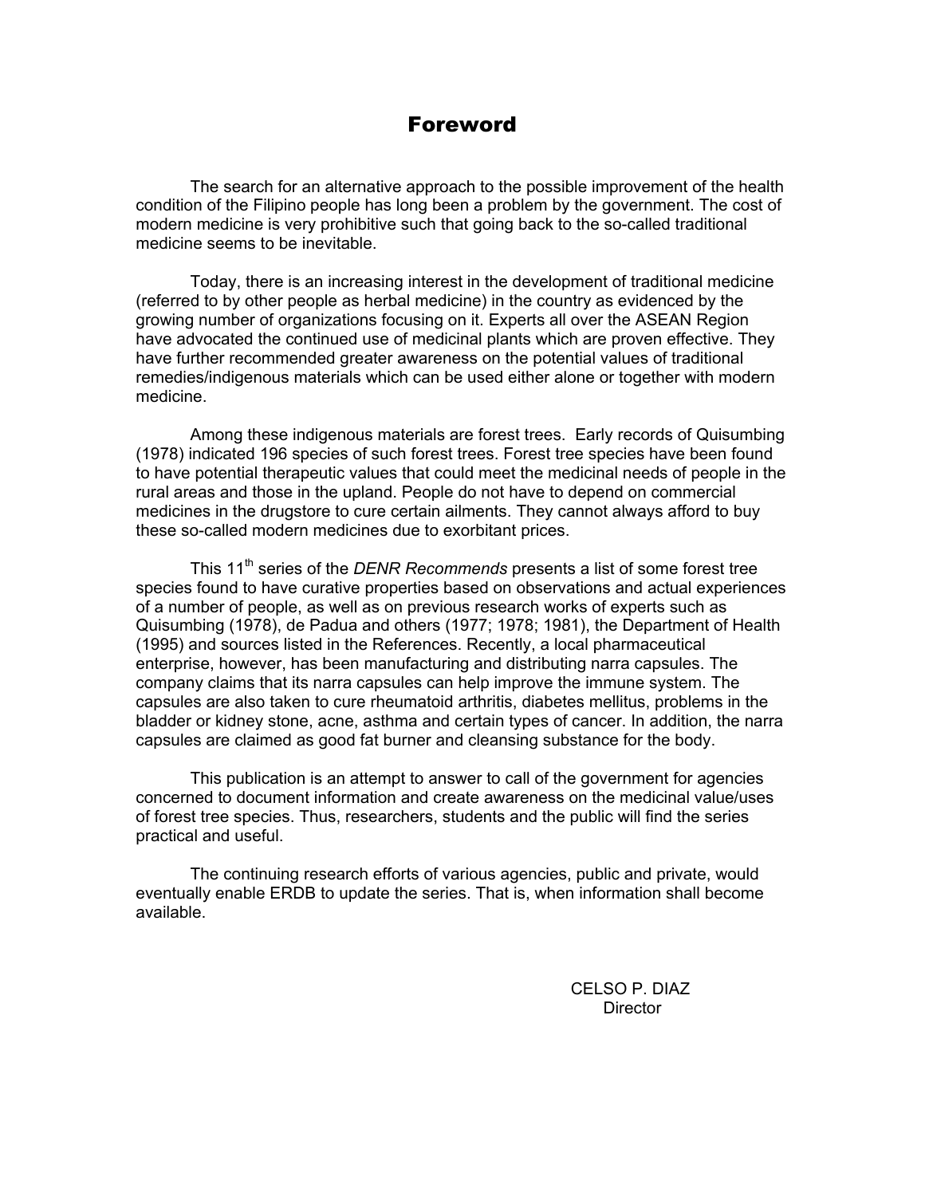# Foreword

The search for an alternative approach to the possible improvement of the health condition of the Filipino people has long been a problem by the government. The cost of modern medicine is very prohibitive such that going back to the so-called traditional medicine seems to be inevitable.

Today, there is an increasing interest in the development of traditional medicine (referred to by other people as herbal medicine) in the country as evidenced by the growing number of organizations focusing on it. Experts all over the ASEAN Region have advocated the continued use of medicinal plants which are proven effective. They have further recommended greater awareness on the potential values of traditional remedies/indigenous materials which can be used either alone or together with modern medicine.

Among these indigenous materials are forest trees. Early records of Quisumbing (1978) indicated 196 species of such forest trees. Forest tree species have been found to have potential therapeutic values that could meet the medicinal needs of people in the rural areas and those in the upland. People do not have to depend on commercial medicines in the drugstore to cure certain ailments. They cannot always afford to buy these so-called modern medicines due to exorbitant prices.

This 11th series of the *DENR Recommends* presents a list of some forest tree species found to have curative properties based on observations and actual experiences of a number of people, as well as on previous research works of experts such as Quisumbing (1978), de Padua and others (1977; 1978; 1981), the Department of Health (1995) and sources listed in the References. Recently, a local pharmaceutical enterprise, however, has been manufacturing and distributing narra capsules. The company claims that its narra capsules can help improve the immune system. The capsules are also taken to cure rheumatoid arthritis, diabetes mellitus, problems in the bladder or kidney stone, acne, asthma and certain types of cancer. In addition, the narra capsules are claimed as good fat burner and cleansing substance for the body.

This publication is an attempt to answer to call of the government for agencies concerned to document information and create awareness on the medicinal value/uses of forest tree species. Thus, researchers, students and the public will find the series practical and useful.

The continuing research efforts of various agencies, public and private, would eventually enable ERDB to update the series. That is, when information shall become available.

CELSO P. DIAZ
Director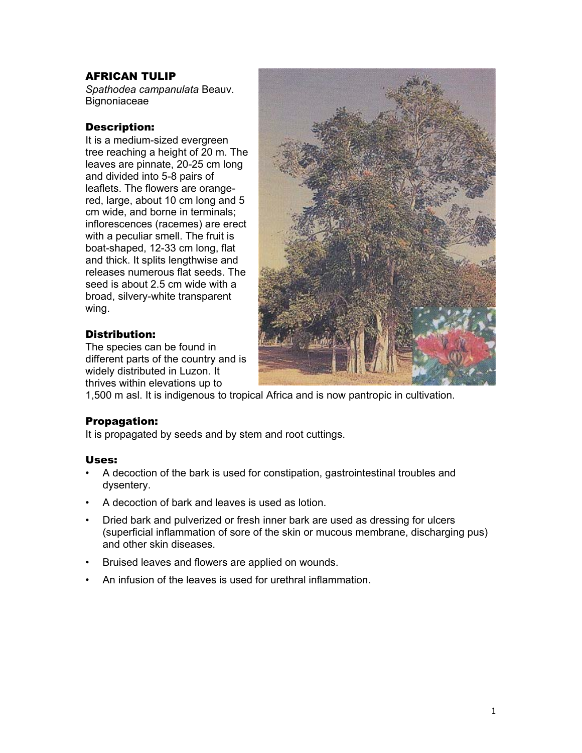## AFRICAN TULIP

*Spathodea campanulata* Beauv.
Bignoniaceae

### Description:

It is a medium-sized evergreen tree reaching a height of 20 m. The leaves are pinnate, 20-25 cm long and divided into 5-8 pairs of leaflets. The flowers are orange-red, large, about 10 cm long and 5 cm wide, and borne in terminals; inflorescences (racemes) are erect with a peculiar smell. The fruit is boat-shaped, 12-33 cm long, flat and thick. It splits lengthwise and releases numerous flat seeds. The seed is about 2.5 cm wide with a broad, silvery-white transparent wing.

### Distribution:

The species can be found in different parts of the country and is widely distributed in Luzon. It thrives within elevations up to 1,500 m asl. It is indigenous to tropical Africa and is now pantropic in cultivation.

### Propagation:

It is propagated by seeds and by stem and root cuttings.

### Uses:

- A decoction of the bark is used for constipation, gastrointestinal troubles and dysentery.
- A decoction of bark and leaves is used as lotion.
- Dried bark and pulverized or fresh inner bark are used as dressing for ulcers (superficial inflammation of sore of the skin or mucous membrane, discharging pus) and other skin diseases.
- Bruised leaves and flowers are applied on wounds.
- An infusion of the leaves is used for urethral inflammation.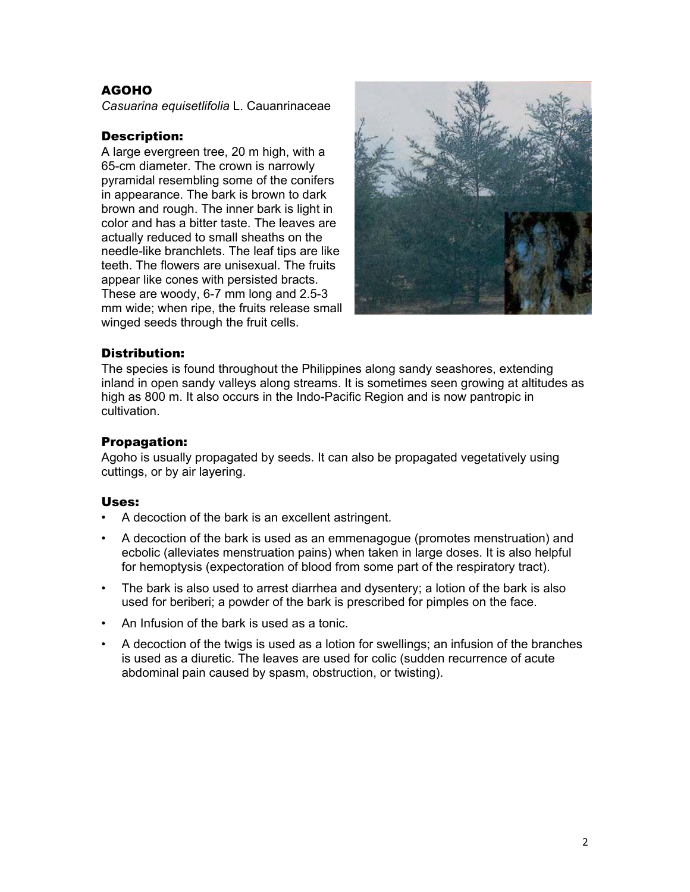## AGOHO

*Casuarina equisetlifolia* L. Cauanrinaceae

### Description:

A large evergreen tree, 20 m high, with a 65-cm diameter. The crown is narrowly pyramidal resembling some of the conifers in appearance. The bark is brown to dark brown and rough. The inner bark is light in color and has a bitter taste. The leaves are actually reduced to small sheaths on the needle-like branchlets. The leaf tips are like teeth. The flowers are unisexual. The fruits appear like cones with persisted bracts. These are woody, 6-7 mm long and 2.5-3 mm wide; when ripe, the fruits release small winged seeds through the fruit cells.

### Distribution:

The species is found throughout the Philippines along sandy seashores, extending inland in open sandy valleys along streams. It is sometimes seen growing at altitudes as high as 800 m. It also occurs in the Indo-Pacific Region and is now pantropic in cultivation.

### Propagation:

Agoho is usually propagated by seeds. It can also be propagated vegetatively using cuttings, or by air layering.

### Uses:

- A decoction of the bark is an excellent astringent.
- A decoction of the bark is used as an emmenagogue (promotes menstruation) and ecbolic (alleviates menstruation pains) when taken in large doses. It is also helpful for hemoptysis (expectoration of blood from some part of the respiratory tract).
- The bark is also used to arrest diarrhea and dysentery; a lotion of the bark is also used for beriberi; a powder of the bark is prescribed for pimples on the face.
- An Infusion of the bark is used as a tonic.
- A decoction of the twigs is used as a lotion for swellings; an infusion of the branches is used as a diuretic. The leaves are used for colic (sudden recurrence of acute abdominal pain caused by spasm, obstruction, or twisting).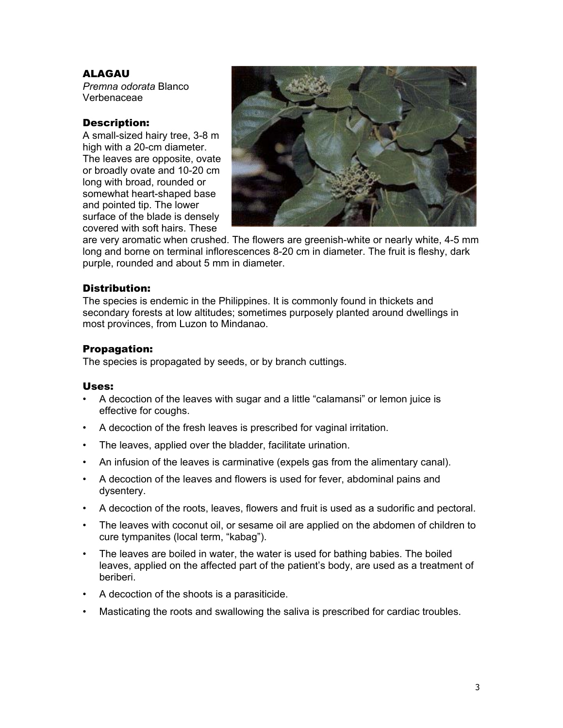## ALAGAU

*Premna odorata* Blanco
Verbenaceae

### Description:

A small-sized hairy tree, 3-8 m high with a 20-cm diameter. The leaves are opposite, ovate or broadly ovate and 10-20 cm long with broad, rounded or somewhat heart-shaped base and pointed tip. The lower surface of the blade is densely covered with soft hairs. These are very aromatic when crushed. The flowers are greenish-white or nearly white, 4-5 mm long and borne on terminal inflorescences 8-20 cm in diameter. The fruit is fleshy, dark purple, rounded and about 5 mm in diameter.

### Distribution:

The species is endemic in the Philippines. It is commonly found in thickets and secondary forests at low altitudes; sometimes purposely planted around dwellings in most provinces, from Luzon to Mindanao.

### Propagation:

The species is propagated by seeds, or by branch cuttings.

### Uses:

- A decoction of the leaves with sugar and a little “calamansi” or lemon juice is effective for coughs.
- A decoction of the fresh leaves is prescribed for vaginal irritation.
- The leaves, applied over the bladder, facilitate urination.
- An infusion of the leaves is carminative (expels gas from the alimentary canal).
- A decoction of the leaves and flowers is used for fever, abdominal pains and dysentery.
- A decoction of the roots, leaves, flowers and fruit is used as a sudorific and pectoral.
- The leaves with coconut oil, or sesame oil are applied on the abdomen of children to cure tympanites (local term, “kabag”).
- The leaves are boiled in water, the water is used for bathing babies. The boiled leaves, applied on the affected part of the patient’s body, are used as a treatment of beriberi.
- A decoction of the shoots is a parasiticide.
- Masticating the roots and swallowing the saliva is prescribed for cardiac troubles.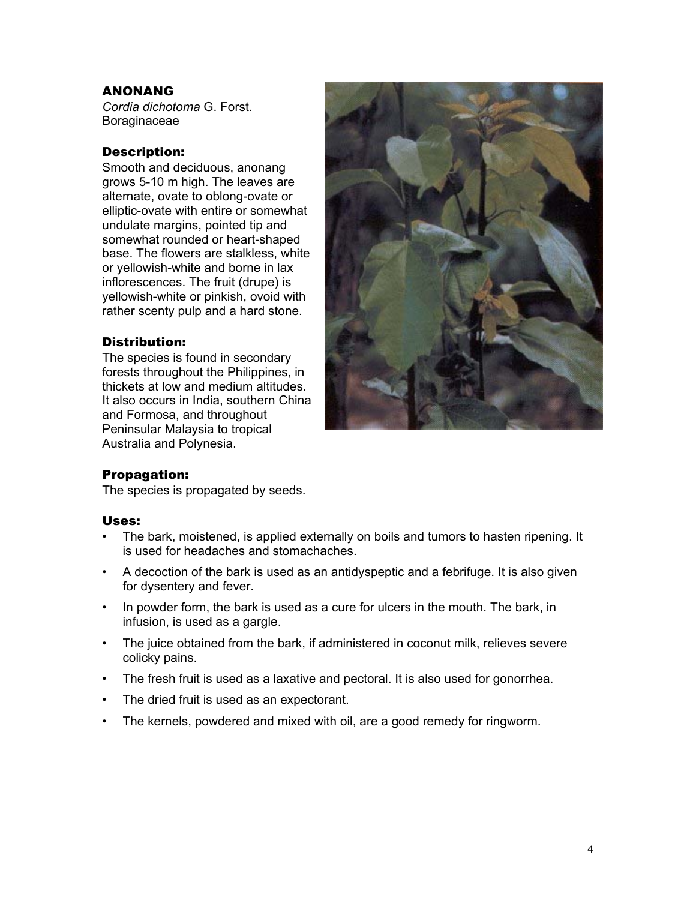## ANONANG

*Cordia dichotoma* G. Forst.
Boraginaceae

### Description:

Smooth and deciduous, anonang grows 5-10 m high. The leaves are alternate, ovate to oblong-ovate or elliptic-ovate with entire or somewhat undulate margins, pointed tip and somewhat rounded or heart-shaped base. The flowers are stalkless, white or yellowish-white and borne in lax inflorescences. The fruit (drupe) is yellowish-white or pinkish, ovoid with rather scenty pulp and a hard stone.

### Distribution:

The species is found in secondary forests throughout the Philippines, in thickets at low and medium altitudes. It also occurs in India, southern China and Formosa, and throughout Peninsular Malaysia to tropical Australia and Polynesia.

### Propagation:

The species is propagated by seeds.

### Uses:

- The bark, moistened, is applied externally on boils and tumors to hasten ripening. It is used for headaches and stomachaches.
- A decoction of the bark is used as an antidyspeptic and a febrifuge. It is also given for dysentery and fever.
- In powder form, the bark is used as a cure for ulcers in the mouth. The bark, in infusion, is used as a gargle.
- The juice obtained from the bark, if administered in coconut milk, relieves severe colicky pains.
- The fresh fruit is used as a laxative and pectoral. It is also used for gonorrhea.
- The dried fruit is used as an expectorant.
- The kernels, powdered and mixed with oil, are a good remedy for ringworm.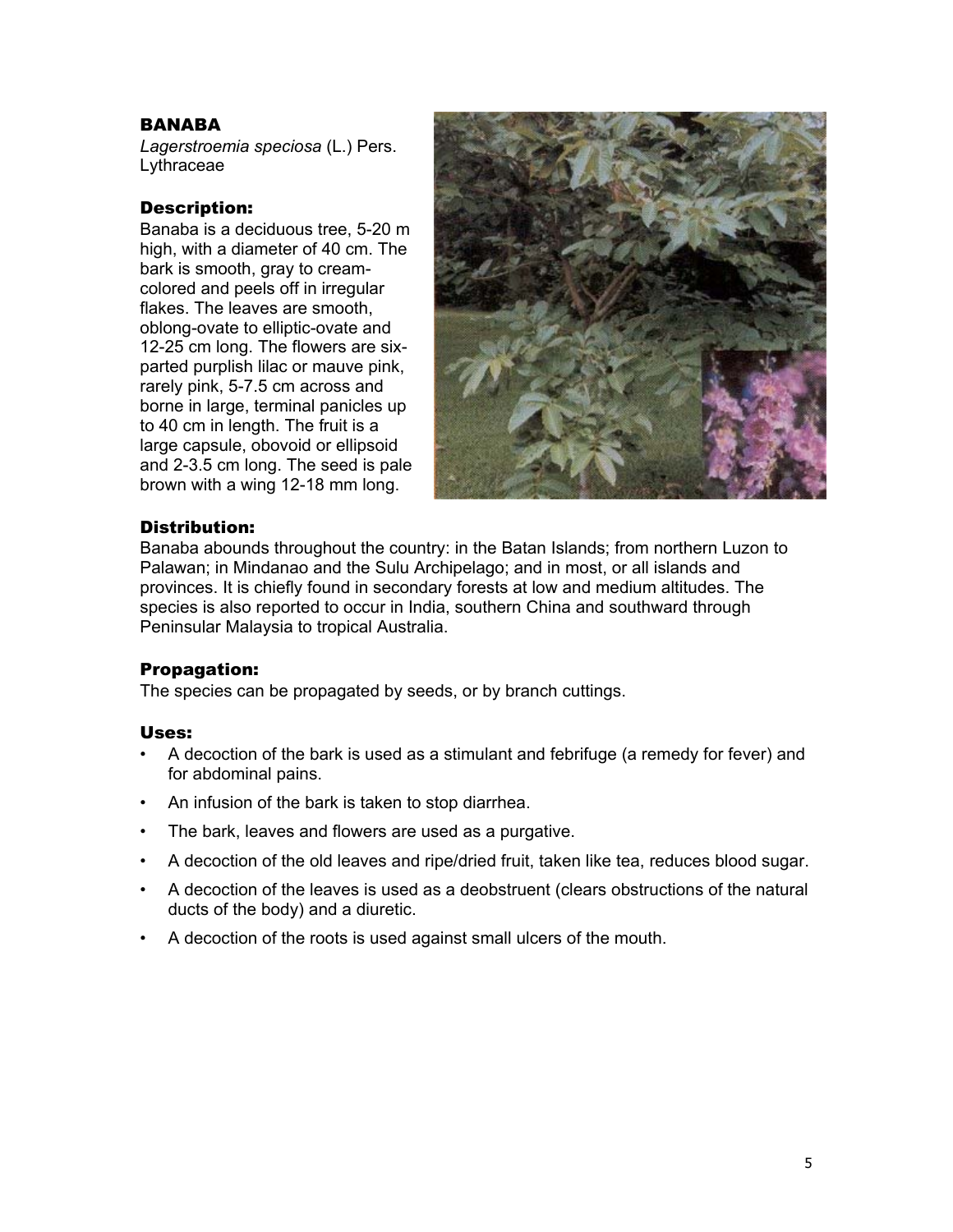## BANABA

*Lagerstroemia speciosa* (L.) Pers.
Lythraceae

### Description:

Banaba is a deciduous tree, 5-20 m high, with a diameter of 40 cm. The bark is smooth, gray to cream-colored and peels off in irregular flakes. The leaves are smooth, oblong-ovate to elliptic-ovate and 12-25 cm long. The flowers are six-parted purplish lilac or mauve pink, rarely pink, 5-7.5 cm across and borne in large, terminal panicles up to 40 cm in length. The fruit is a large capsule, obovoid or ellipsoid and 2-3.5 cm long. The seed is pale brown with a wing 12-18 mm long.

### Distribution:

Banaba abounds throughout the country: in the Batan Islands; from northern Luzon to Palawan; in Mindanao and the Sulu Archipelago; and in most, or all islands and provinces. It is chiefly found in secondary forests at low and medium altitudes. The species is also reported to occur in India, southern China and southward through Peninsular Malaysia to tropical Australia.

### Propagation:

The species can be propagated by seeds, or by branch cuttings.

### Uses:

- A decoction of the bark is used as a stimulant and febrifuge (a remedy for fever) and for abdominal pains.
- An infusion of the bark is taken to stop diarrhea.
- The bark, leaves and flowers are used as a purgative.
- A decoction of the old leaves and ripe/dried fruit, taken like tea, reduces blood sugar.
- A decoction of the leaves is used as a deobstruent (clears obstructions of the natural ducts of the body) and a diuretic.
- A decoction of the roots is used against small ulcers of the mouth.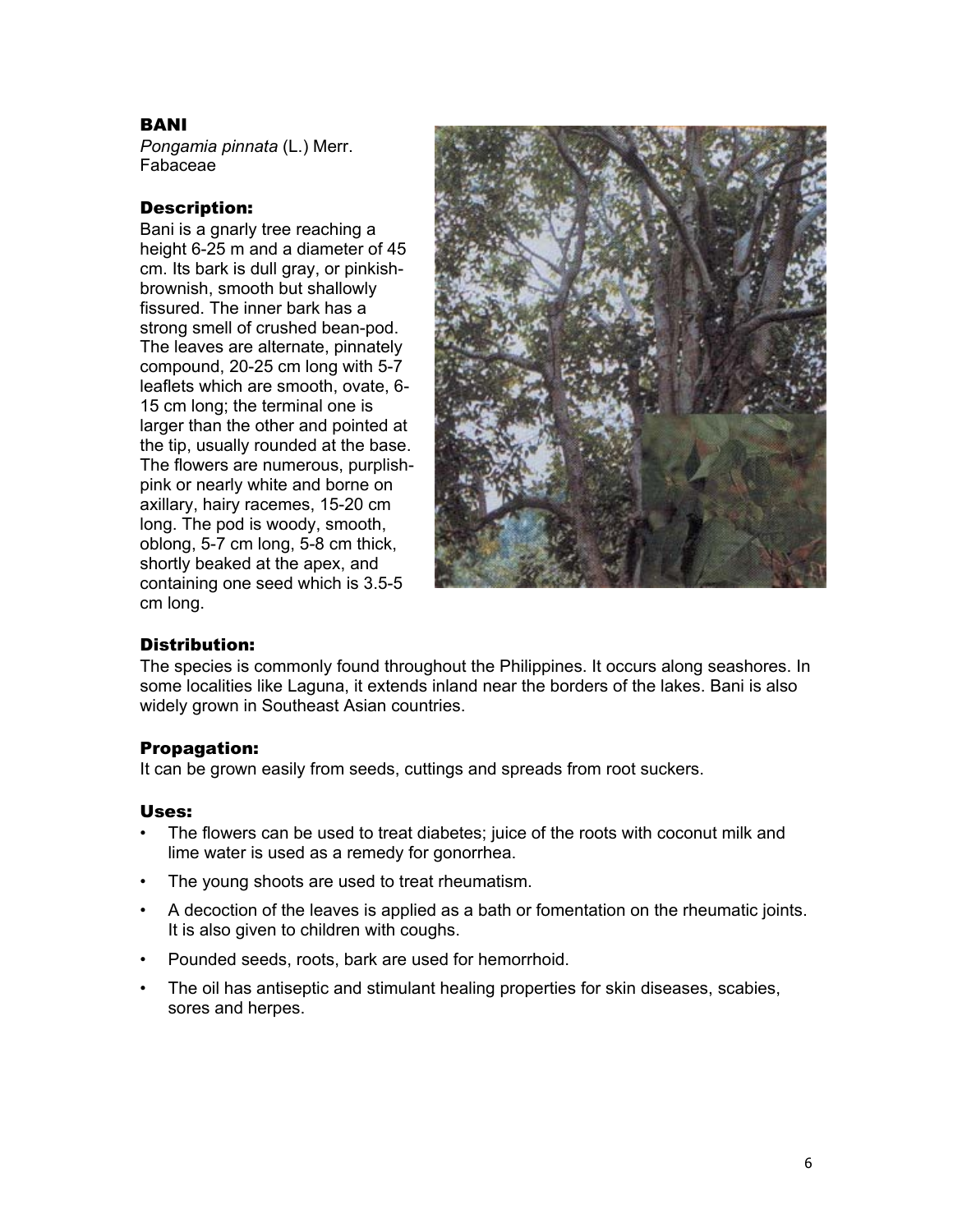## BANI

*Pongamia pinnata* (L.) Merr.
Fabaceae

### Description:

Bani is a gnarly tree reaching a height 6-25 m and a diameter of 45 cm. Its bark is dull gray, or pinkish-brownish, smooth but shallowly fissured. The inner bark has a strong smell of crushed bean-pod. The leaves are alternate, pinnately compound, 20-25 cm long with 5-7 leaflets which are smooth, ovate, 6-15 cm long; the terminal one is larger than the other and pointed at the tip, usually rounded at the base. The flowers are numerous, purplish-pink or nearly white and borne on axillary, hairy racemes, 15-20 cm long. The pod is woody, smooth, oblong, 5-7 cm long, 5-8 cm thick, shortly beaked at the apex, and containing one seed which is 3.5-5 cm long.

### Distribution:

The species is commonly found throughout the Philippines. It occurs along seashores. In some localities like Laguna, it extends inland near the borders of the lakes. Bani is also widely grown in Southeast Asian countries.

### Propagation:

It can be grown easily from seeds, cuttings and spreads from root suckers.

### Uses:

- The flowers can be used to treat diabetes; juice of the roots with coconut milk and lime water is used as a remedy for gonorrhea.
- The young shoots are used to treat rheumatism.
- A decoction of the leaves is applied as a bath or fomentation on the rheumatic joints. It is also given to children with coughs.
- Pounded seeds, roots, bark are used for hemorrhoid.
- The oil has antiseptic and stimulant healing properties for skin diseases, scabies, sores and herpes.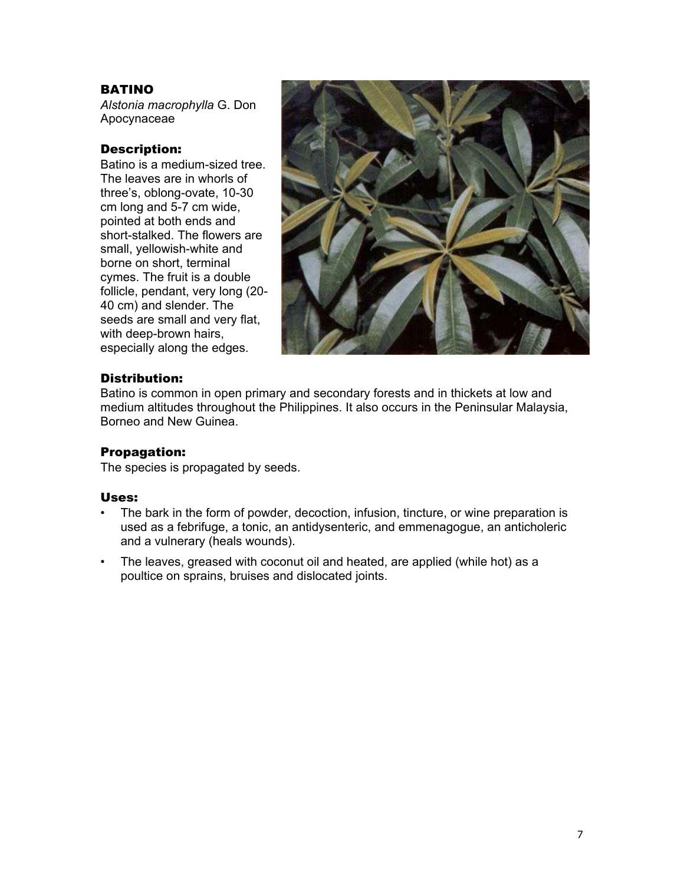## BATINO

*Alstonia macrophylla* G. Don
Apocynaceae

### Description:

Batino is a medium-sized tree. The leaves are in whorls of three's, oblong-ovate, 10-30 cm long and 5-7 cm wide, pointed at both ends and short-stalked. The flowers are small, yellowish-white and borne on short, terminal cymes. The fruit is a double follicle, pendant, very long (20-40 cm) and slender. The seeds are small and very flat, with deep-brown hairs, especially along the edges.

### Distribution:

Batino is common in open primary and secondary forests and in thickets at low and medium altitudes throughout the Philippines. It also occurs in the Peninsular Malaysia, Borneo and New Guinea.

### Propagation:

The species is propagated by seeds.

### Uses:

- The bark in the form of powder, decoction, infusion, tincture, or wine preparation is used as a febrifuge, a tonic, an antidysenteric, and emmenagogue, an anticholeric and a vulnerary (heals wounds).
- The leaves, greased with coconut oil and heated, are applied (while hot) as a poultice on sprains, bruises and dislocated joints.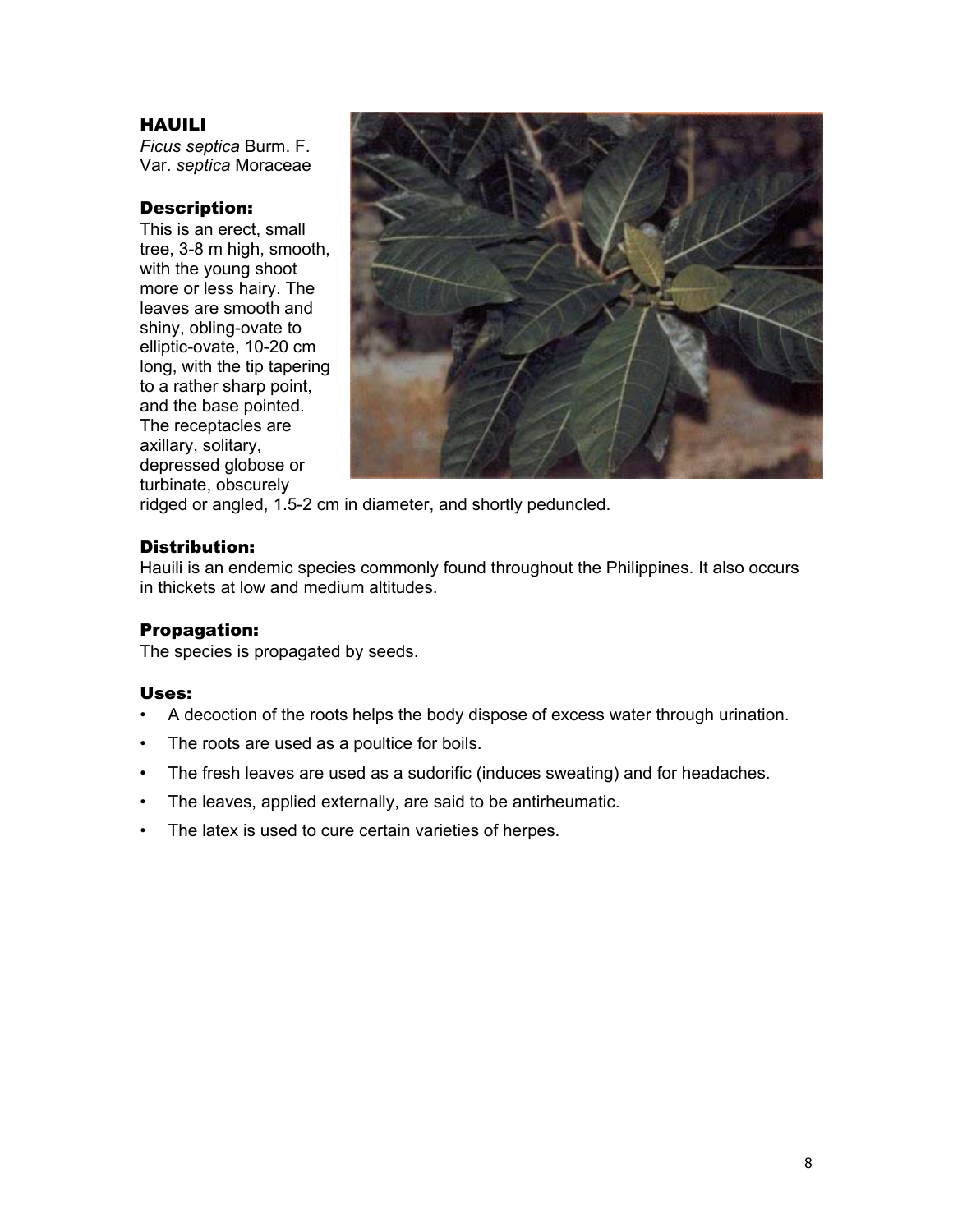## HAUILI

*Ficus septica* Burm. F. Var. *septica* Moraceae

### Description:

This is an erect, small tree, 3-8 m high, smooth, with the young shoot more or less hairy. The leaves are smooth and shiny, obling-ovate to elliptic-ovate, 10-20 cm long, with the tip tapering to a rather sharp point, and the base pointed. The receptacles are axillary, solitary, depressed globose or turbinate, obscurely ridged or angled, 1.5-2 cm in diameter, and shortly peduncled.

### Distribution:

Hauili is an endemic species commonly found throughout the Philippines. It also occurs in thickets at low and medium altitudes.

### Propagation:

The species is propagated by seeds.

### Uses:

- A decoction of the roots helps the body dispose of excess water through urination.
- The roots are used as a poultice for boils.
- The fresh leaves are used as a sudorific (induces sweating) and for headaches.
- The leaves, applied externally, are said to be antirheumatic.
- The latex is used to cure certain varieties of herpes.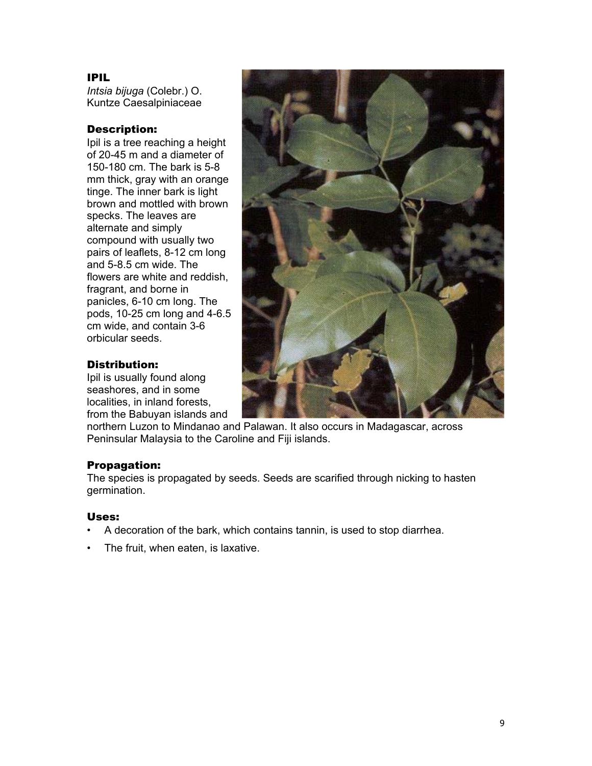## IPIL

*Intsia bijuga* (Colebr.) O. Kuntze Caesalpiniaceae

### Description:

Ipil is a tree reaching a height of 20-45 m and a diameter of 150-180 cm. The bark is 5-8 mm thick, gray with an orange tinge. The inner bark is light brown and mottled with brown specks. The leaves are alternate and simply compound with usually two pairs of leaflets, 8-12 cm long and 5-8.5 cm wide. The flowers are white and reddish, fragrant, and borne in panicles, 6-10 cm long. The pods, 10-25 cm long and 4-6.5 cm wide, and contain 3-6 orbicular seeds.

### Distribution:

Ipil is usually found along seashores, and in some localities, in inland forests, from the Babuyan islands and northern Luzon to Mindanao and Palawan. It also occurs in Madagascar, across Peninsular Malaysia to the Caroline and Fiji islands.

### Propagation:

The species is propagated by seeds. Seeds are scarified through nicking to hasten germination.

### Uses:

- A decoration of the bark, which contains tannin, is used to stop diarrhea.
- The fruit, when eaten, is laxative.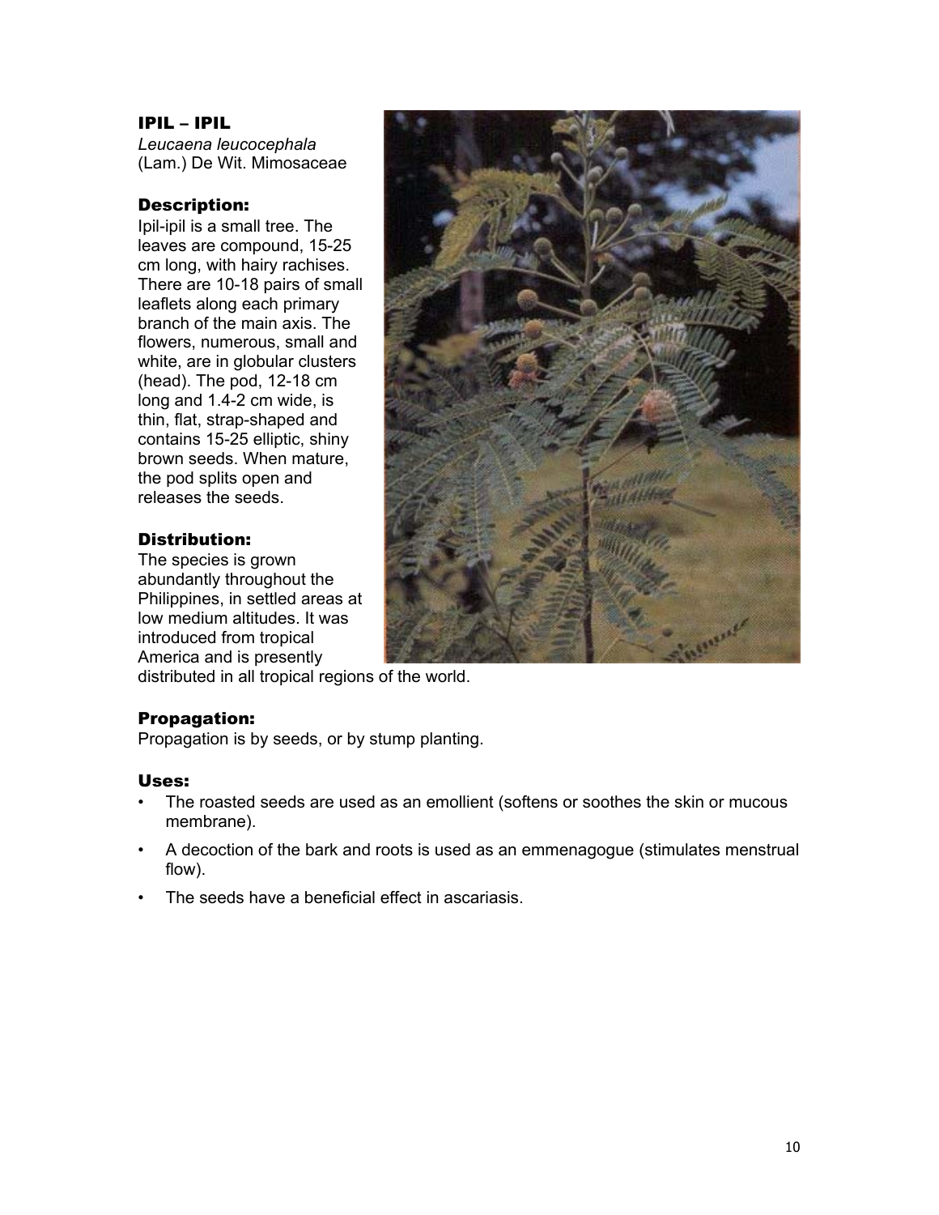## IPIL – IPIL

*Leucaena leucocephala*
(Lam.) De Wit. Mimosaceae

### Description:

Ipil-ipil is a small tree. The leaves are compound, 15-25 cm long, with hairy rachises. There are 10-18 pairs of small leaflets along each primary branch of the main axis. The flowers, numerous, small and white, are in globular clusters (head). The pod, 12-18 cm long and 1.4-2 cm wide, is thin, flat, strap-shaped and contains 15-25 elliptic, shiny brown seeds. When mature, the pod splits open and releases the seeds.

### Distribution:

The species is grown abundantly throughout the Philippines, in settled areas at low medium altitudes. It was introduced from tropical America and is presently distributed in all tropical regions of the world.

### Propagation:

Propagation is by seeds, or by stump planting.

### Uses:

- The roasted seeds are used as an emollient (softens or soothes the skin or mucous membrane).
- A decoction of the bark and roots is used as an emmenagogue (stimulates menstrual flow).
- The seeds have a beneficial effect in ascariasis.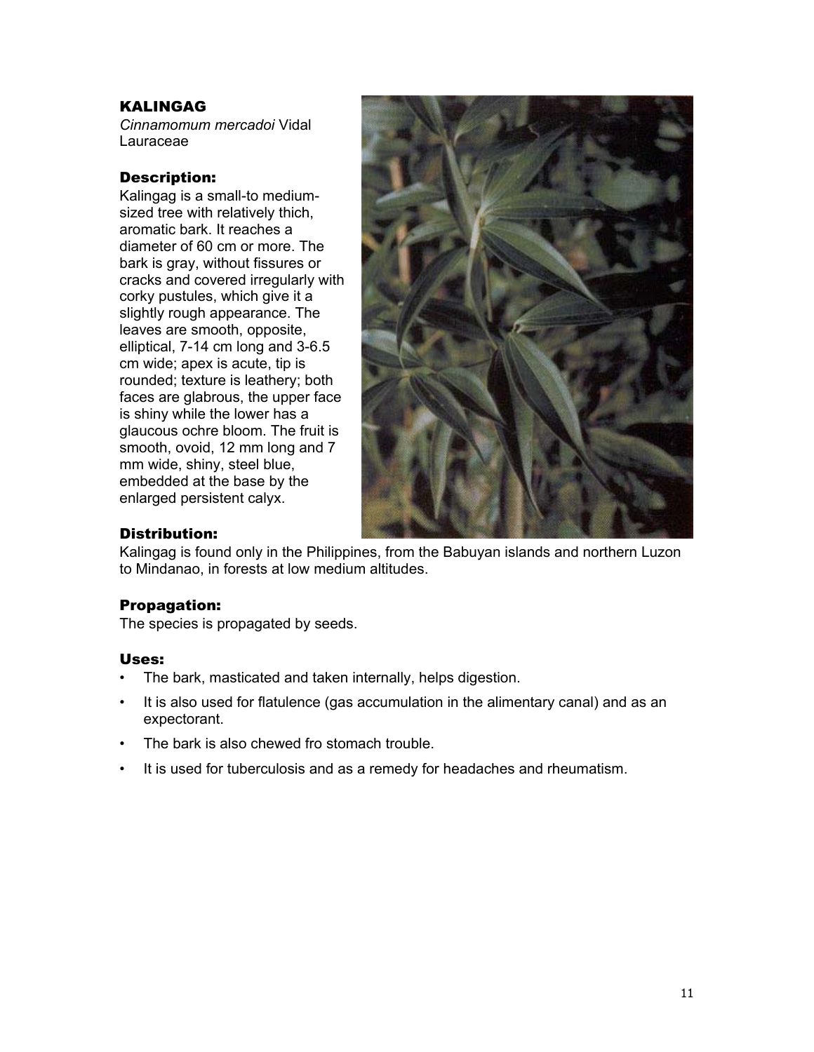## KALINGAG

*Cinnamomum mercadoi* Vidal
Lauraceae

### Description:

Kalingag is a small-to medium-sized tree with relatively thich, aromatic bark. It reaches a diameter of 60 cm or more. The bark is gray, without fissures or cracks and covered irregularly with corky pustules, which give it a slightly rough appearance. The leaves are smooth, opposite, elliptical, 7-14 cm long and 3-6.5 cm wide; apex is acute, tip is rounded; texture is leathery; both faces are glabrous, the upper face is shiny while the lower has a glaucous ochre bloom. The fruit is smooth, ovoid, 12 mm long and 7 mm wide, shiny, steel blue, embedded at the base by the enlarged persistent calyx.

### Distribution:

Kalingag is found only in the Philippines, from the Babuyan islands and northern Luzon to Mindanao, in forests at low medium altitudes.

### Propagation:

The species is propagated by seeds.

### Uses:

- The bark, masticated and taken internally, helps digestion.
- It is also used for flatulence (gas accumulation in the alimentary canal) and as an expectorant.
- The bark is also chewed fro stomach trouble.
- It is used for tuberculosis and as a remedy for headaches and rheumatism.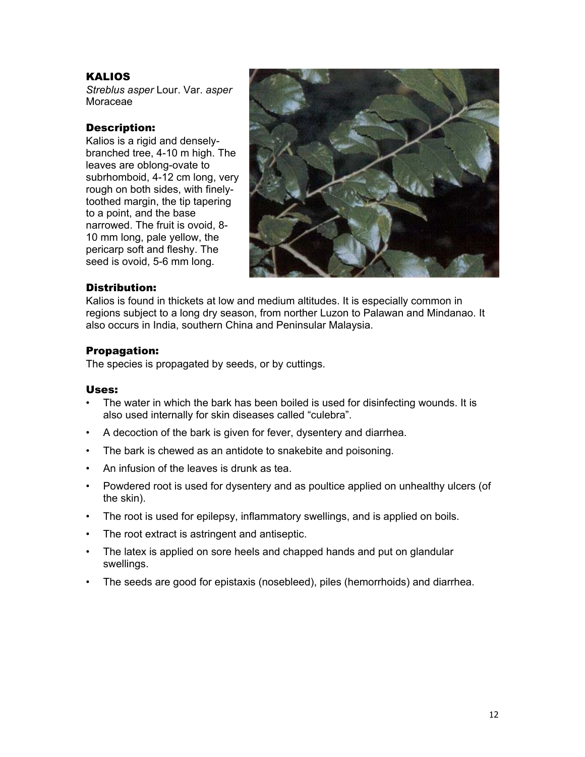## KALIOS

*Streblus asper* Lour. Var. *asper*
Moraceae

### Description:

Kalios is a rigid and densely-branched tree, 4-10 m high. The leaves are oblong-ovate to subrhomboid, 4-12 cm long, very rough on both sides, with finely-toothed margin, the tip tapering to a point, and the base narrowed. The fruit is ovoid, 8-10 mm long, pale yellow, the pericarp soft and fleshy. The seed is ovoid, 5-6 mm long.

### Distribution:

Kalios is found in thickets at low and medium altitudes. It is especially common in regions subject to a long dry season, from norther Luzon to Palawan and Mindanao. It also occurs in India, southern China and Peninsular Malaysia.

### Propagation:

The species is propagated by seeds, or by cuttings.

### Uses:

- The water in which the bark has been boiled is used for disinfecting wounds. It is also used internally for skin diseases called "culebra".
- A decoction of the bark is given for fever, dysentery and diarrhea.
- The bark is chewed as an antidote to snakebite and poisoning.
- An infusion of the leaves is drunk as tea.
- Powdered root is used for dysentery and as poultice applied on unhealthy ulcers (of the skin).
- The root is used for epilepsy, inflammatory swellings, and is applied on boils.
- The root extract is astringent and antiseptic.
- The latex is applied on sore heels and chapped hands and put on glandular swellings.
- The seeds are good for epistaxis (nosebleed), piles (hemorrhoids) and diarrhea.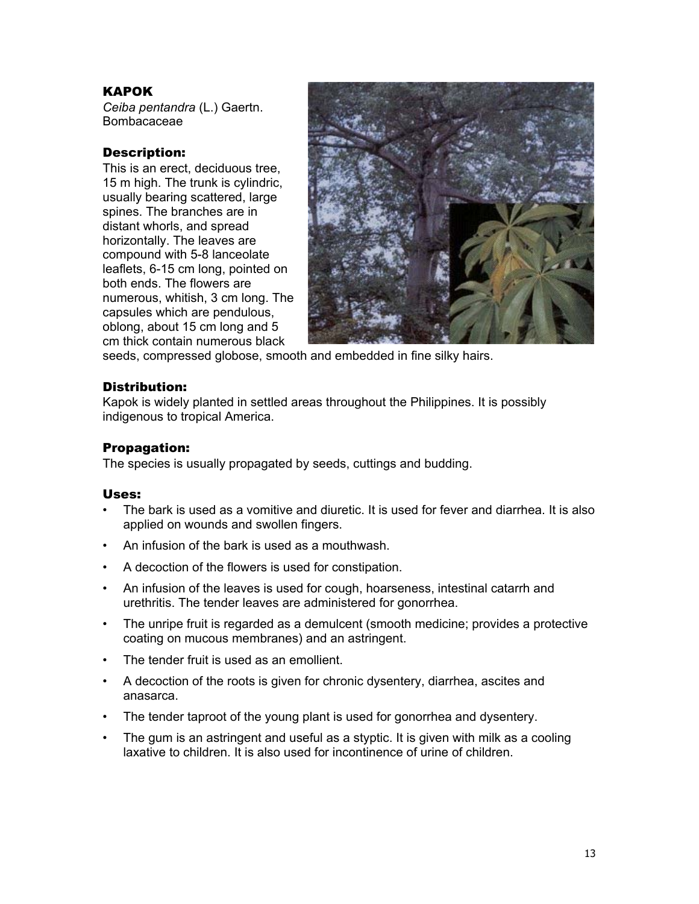## KAPOK

*Ceiba pentandra* (L.) Gaertn.
Bombacaceae

### Description:

This is an erect, deciduous tree, 15 m high. The trunk is cylindric, usually bearing scattered, large spines. The branches are in distant whorls, and spread horizontally. The leaves are compound with 5-8 lanceolate leaflets, 6-15 cm long, pointed on both ends. The flowers are numerous, whitish, 3 cm long. The capsules which are pendulous, oblong, about 15 cm long and 5 cm thick contain numerous black seeds, compressed globose, smooth and embedded in fine silky hairs.

### Distribution:

Kapok is widely planted in settled areas throughout the Philippines. It is possibly indigenous to tropical America.

### Propagation:

The species is usually propagated by seeds, cuttings and budding.

### Uses:

- The bark is used as a vomitive and diuretic. It is used for fever and diarrhea. It is also applied on wounds and swollen fingers.
- An infusion of the bark is used as a mouthwash.
- A decoction of the flowers is used for constipation.
- An infusion of the leaves is used for cough, hoarseness, intestinal catarrh and urethritis. The tender leaves are administered for gonorrhea.
- The unripe fruit is regarded as a demulcent (smooth medicine; provides a protective coating on mucous membranes) and an astringent.
- The tender fruit is used as an emollient.
- A decoction of the roots is given for chronic dysentery, diarrhea, ascites and anasarca.
- The tender taproot of the young plant is used for gonorrhea and dysentery.
- The gum is an astringent and useful as a styptic. It is given with milk as a cooling laxative to children. It is also used for incontinence of urine of children.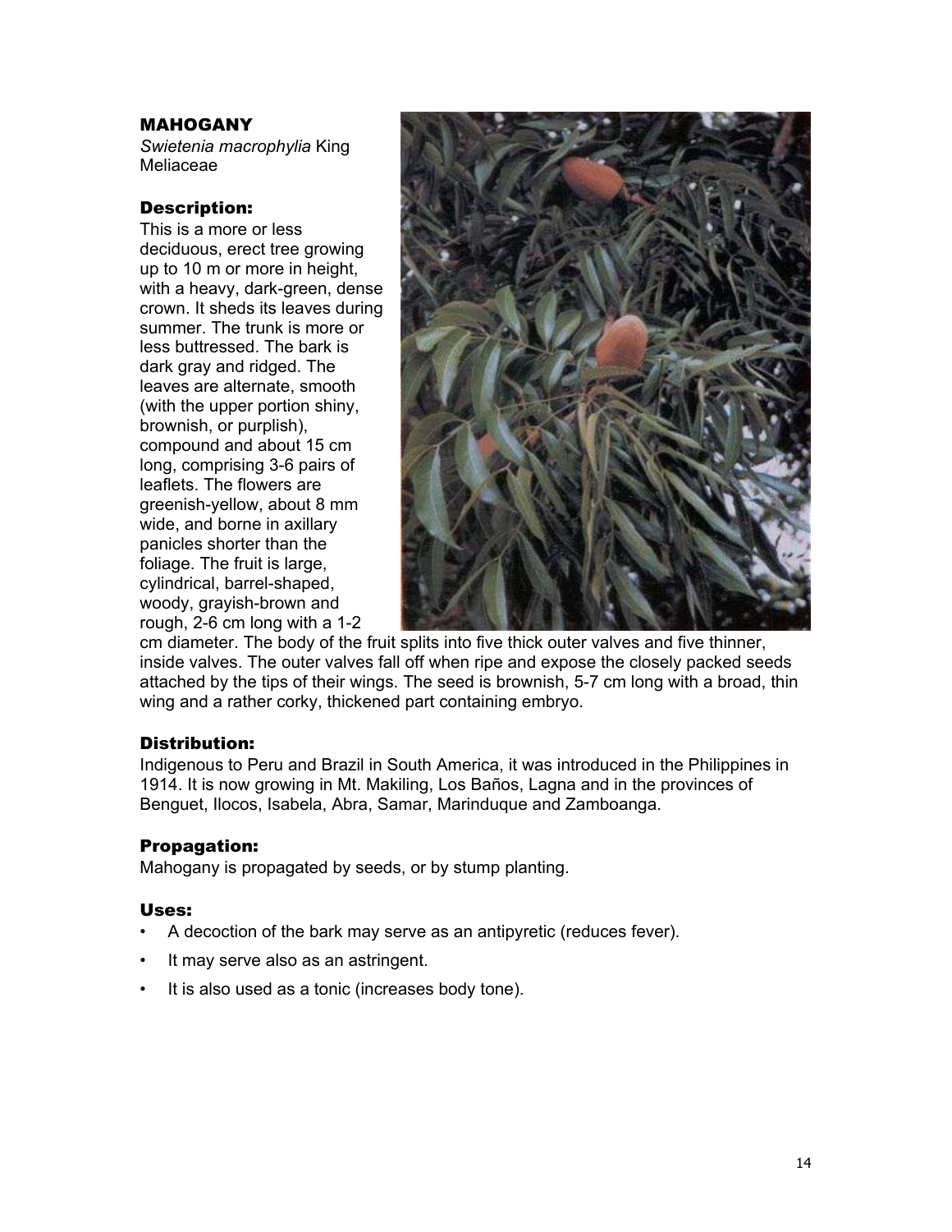## MAHOGANY

*Swietenia macrophylia* King
Meliaceae

### Description:

This is a more or less deciduous, erect tree growing up to 10 m or more in height, with a heavy, dark-green, dense crown. It sheds its leaves during summer. The trunk is more or less buttressed. The bark is dark gray and ridged. The leaves are alternate, smooth (with the upper portion shiny, brownish, or purplish), compound and about 15 cm long, comprising 3-6 pairs of leaflets. The flowers are greenish-yellow, about 8 mm wide, and borne in axillary panicles shorter than the foliage. The fruit is large, cylindrical, barrel-shaped, woody, grayish-brown and rough, 2-6 cm long with a 1-2 cm diameter. The body of the fruit splits into five thick outer valves and five thinner, inside valves. The outer valves fall off when ripe and expose the closely packed seeds attached by the tips of their wings. The seed is brownish, 5-7 cm long with a broad, thin wing and a rather corky, thickened part containing embryo.

### Distribution:

Indigenous to Peru and Brazil in South America, it was introduced in the Philippines in 1914. It is now growing in Mt. Makiling, Los Baños, Lagna and in the provinces of Benguet, Ilocos, Isabela, Abra, Samar, Marinduque and Zamboanga.

### Propagation:

Mahogany is propagated by seeds, or by stump planting.

### Uses:

- A decoction of the bark may serve as an antipyretic (reduces fever).
- It may serve also as an astringent.
- It is also used as a tonic (increases body tone).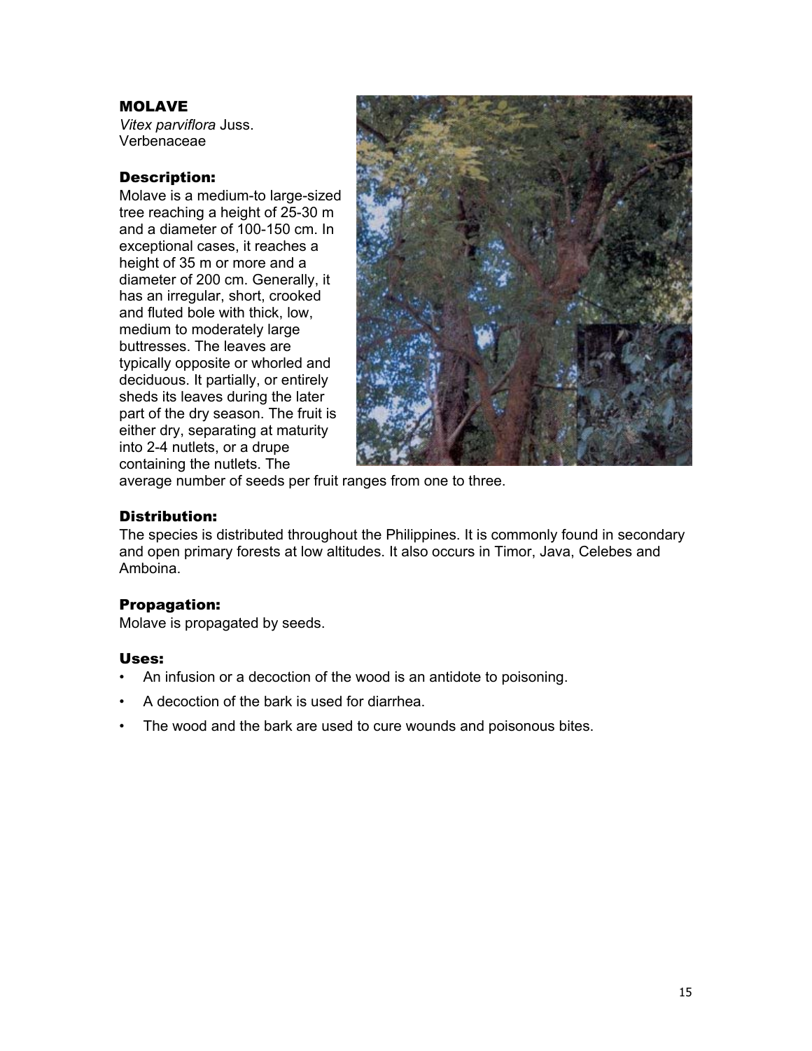## MOLAVE

*Vitex parviflora* Juss.
Verbenaceae

### Description:

Molave is a medium-to large-sized tree reaching a height of 25-30 m and a diameter of 100-150 cm. In exceptional cases, it reaches a height of 35 m or more and a diameter of 200 cm. Generally, it has an irregular, short, crooked and fluted bole with thick, low, medium to moderately large buttresses. The leaves are typically opposite or whorled and deciduous. It partially, or entirely sheds its leaves during the later part of the dry season. The fruit is either dry, separating at maturity into 2-4 nutlets, or a drupe containing the nutlets. The average number of seeds per fruit ranges from one to three.

### Distribution:

The species is distributed throughout the Philippines. It is commonly found in secondary and open primary forests at low altitudes. It also occurs in Timor, Java, Celebes and Amboina.

### Propagation:

Molave is propagated by seeds.

### Uses:

- An infusion or a decoction of the wood is an antidote to poisoning.
- A decoction of the bark is used for diarrhea.
- The wood and the bark are used to cure wounds and poisonous bites.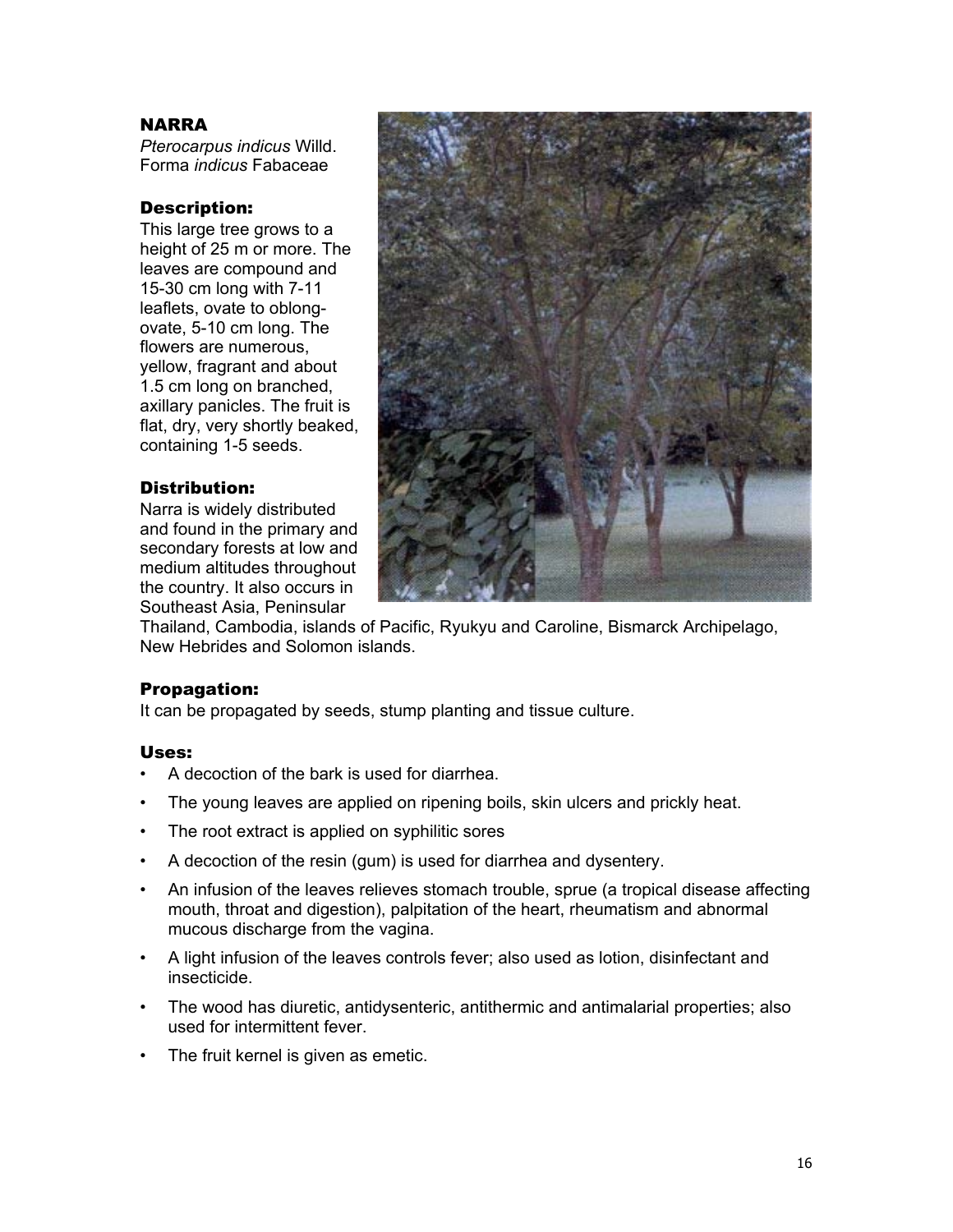## NARRA

*Pterocarpus indicus* Willd.
Forma *indicus* Fabaceae

### Description:

This large tree grows to a height of 25 m or more. The leaves are compound and 15-30 cm long with 7-11 leaflets, ovate to oblong-ovate, 5-10 cm long. The flowers are numerous, yellow, fragrant and about 1.5 cm long on branched, axillary panicles. The fruit is flat, dry, very shortly beaked, containing 1-5 seeds.

### Distribution:

Narra is widely distributed and found in the primary and secondary forests at low and medium altitudes throughout the country. It also occurs in Southeast Asia, Peninsular Thailand, Cambodia, islands of Pacific, Ryukyu and Caroline, Bismarck Archipelago, New Hebrides and Solomon islands.

### Propagation:

It can be propagated by seeds, stump planting and tissue culture.

### Uses:

- A decoction of the bark is used for diarrhea.
- The young leaves are applied on ripening boils, skin ulcers and prickly heat.
- The root extract is applied on syphilitic sores
- A decoction of the resin (gum) is used for diarrhea and dysentery.
- An infusion of the leaves relieves stomach trouble, sprue (a tropical disease affecting mouth, throat and digestion), palpitation of the heart, rheumatism and abnormal mucous discharge from the vagina.
- A light infusion of the leaves controls fever; also used as lotion, disinfectant and insecticide.
- The wood has diuretic, antidysenteric, antithermic and antimalarial properties; also used for intermittent fever.
- The fruit kernel is given as emetic.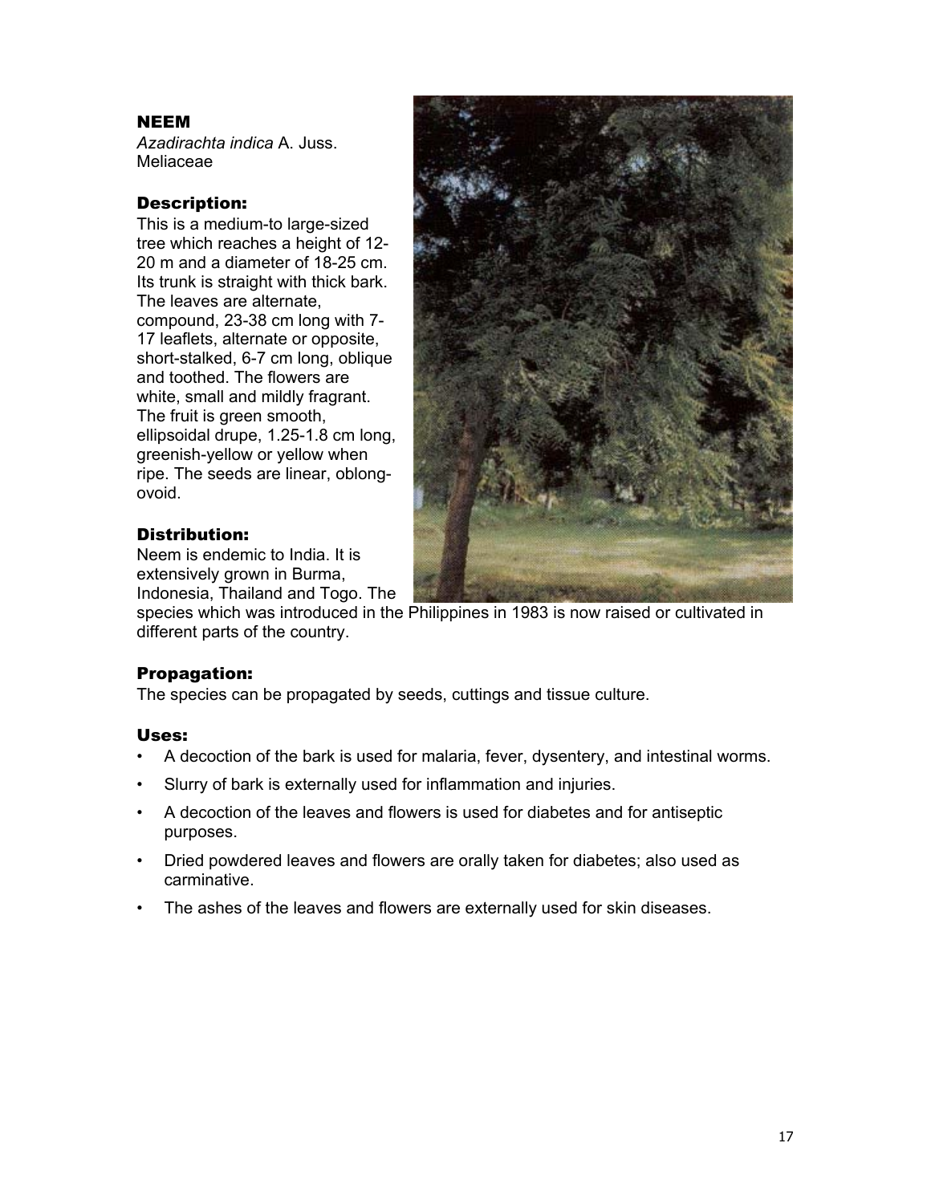## NEEM

*Azadirachta indica* A. Juss.
Meliaceae

### Description:

This is a medium-to large-sized tree which reaches a height of 12-20 m and a diameter of 18-25 cm. Its trunk is straight with thick bark. The leaves are alternate, compound, 23-38 cm long with 7-17 leaflets, alternate or opposite, short-stalked, 6-7 cm long, oblique and toothed. The flowers are white, small and mildly fragrant. The fruit is green smooth, ellipsoidal drupe, 1.25-1.8 cm long, greenish-yellow or yellow when ripe. The seeds are linear, oblong-ovoid.

### Distribution:

Neem is endemic to India. It is extensively grown in Burma, Indonesia, Thailand and Togo. The species which was introduced in the Philippines in 1983 is now raised or cultivated in different parts of the country.

### Propagation:

The species can be propagated by seeds, cuttings and tissue culture.

### Uses:

- A decoction of the bark is used for malaria, fever, dysentery, and intestinal worms.
- Slurry of bark is externally used for inflammation and injuries.
- A decoction of the leaves and flowers is used for diabetes and for antiseptic purposes.
- Dried powdered leaves and flowers are orally taken for diabetes; also used as carminative.
- The ashes of the leaves and flowers are externally used for skin diseases.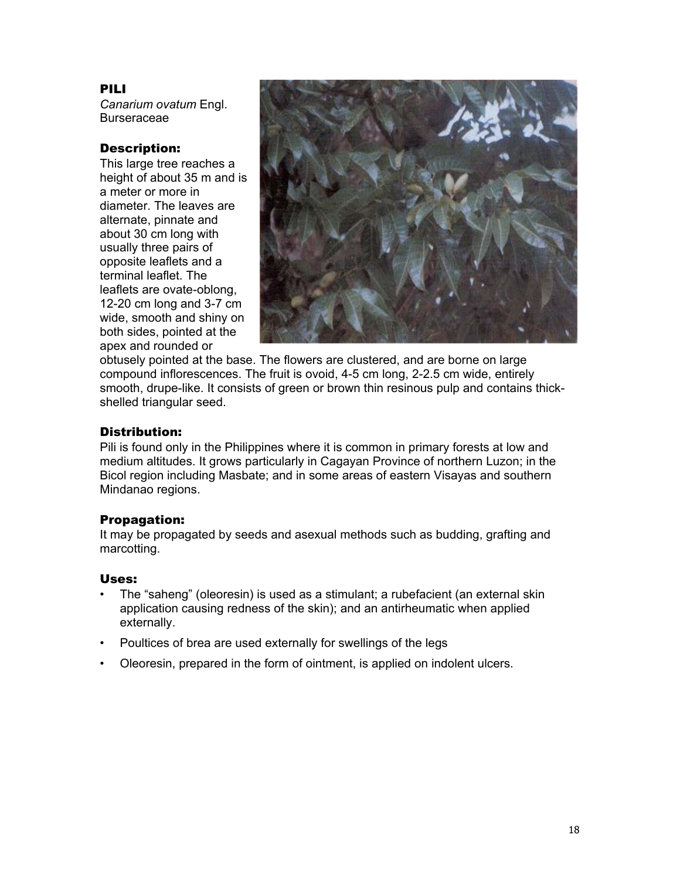## PILI

*Canarium ovatum* Engl.
Burseraceae

### Description:

This large tree reaches a height of about 35 m and is a meter or more in diameter. The leaves are alternate, pinnate and about 30 cm long with usually three pairs of opposite leaflets and a terminal leaflet. The leaflets are ovate-oblong, 12-20 cm long and 3-7 cm wide, smooth and shiny on both sides, pointed at the apex and rounded or obtusely pointed at the base. The flowers are clustered, and are borne on large compound inflorescences. The fruit is ovoid, 4-5 cm long, 2-2.5 cm wide, entirely smooth, drupe-like. It consists of green or brown thin resinous pulp and contains thick-shelled triangular seed.

### Distribution:

Pili is found only in the Philippines where it is common in primary forests at low and medium altitudes. It grows particularly in Cagayan Province of northern Luzon; in the Bicol region including Masbate; and in some areas of eastern Visayas and southern Mindanao regions.

### Propagation:

It may be propagated by seeds and asexual methods such as budding, grafting and marcotting.

### Uses:

- The "saheng" (oleoresin) is used as a stimulant; a rubefacient (an external skin application causing redness of the skin); and an antirheumatic when applied externally.
- Poultices of brea are used externally for swellings of the legs
- Oleoresin, prepared in the form of ointment, is applied on indolent ulcers.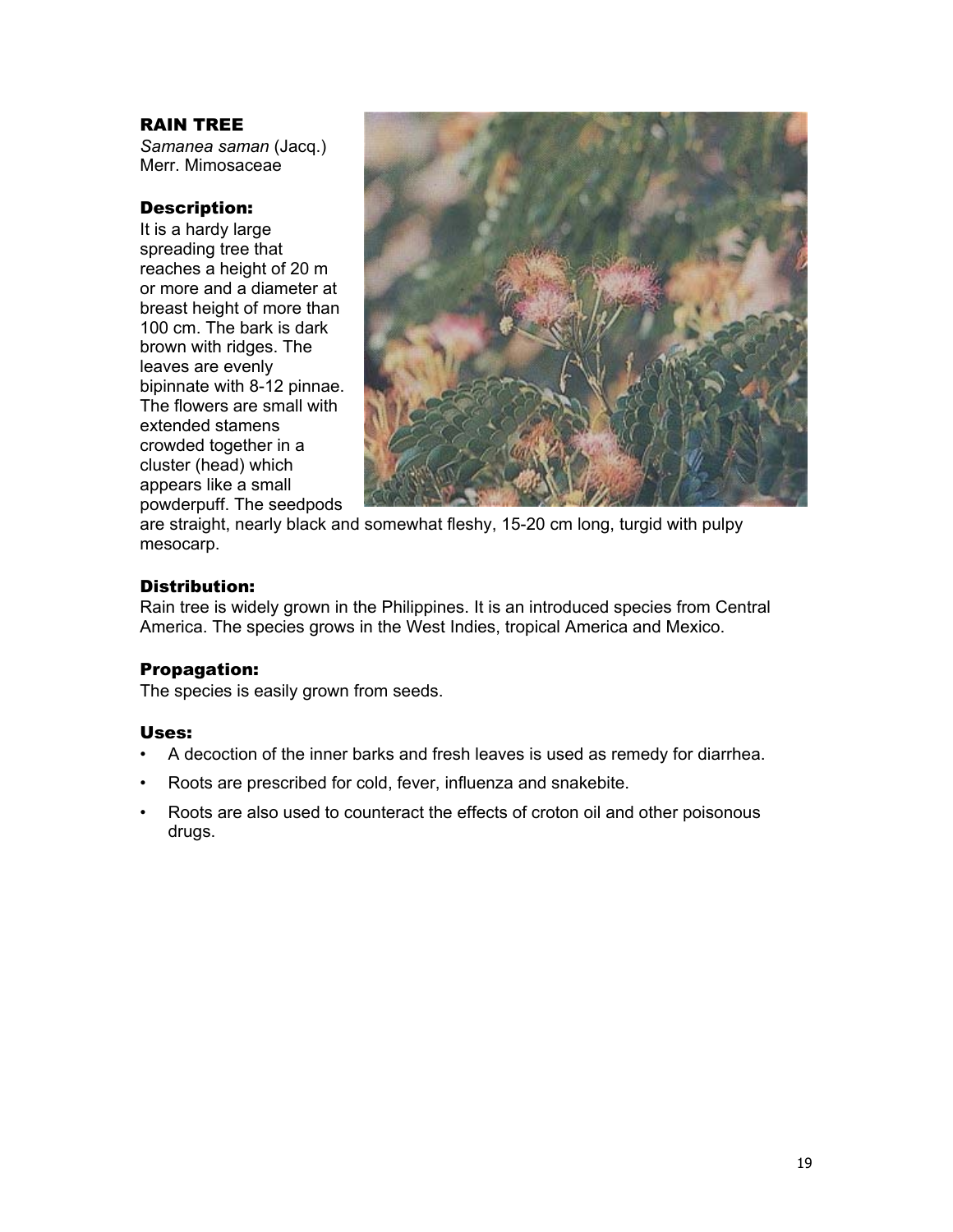## RAIN TREE

*Samanea saman* (Jacq.) Merr. Mimosaceae

### Description:

It is a hardy large spreading tree that reaches a height of 20 m or more and a diameter at breast height of more than 100 cm. The bark is dark brown with ridges. The leaves are evenly bipinnate with 8-12 pinnae. The flowers are small with extended stamens crowded together in a cluster (head) which appears like a small powderpuff. The seedpods are straight, nearly black and somewhat fleshy, 15-20 cm long, turgid with pulpy mesocarp.

### Distribution:

Rain tree is widely grown in the Philippines. It is an introduced species from Central America. The species grows in the West Indies, tropical America and Mexico.

### Propagation:

The species is easily grown from seeds.

### Uses:

- A decoction of the inner barks and fresh leaves is used as remedy for diarrhea.
- Roots are prescribed for cold, fever, influenza and snakebite.
- Roots are also used to counteract the effects of croton oil and other poisonous drugs.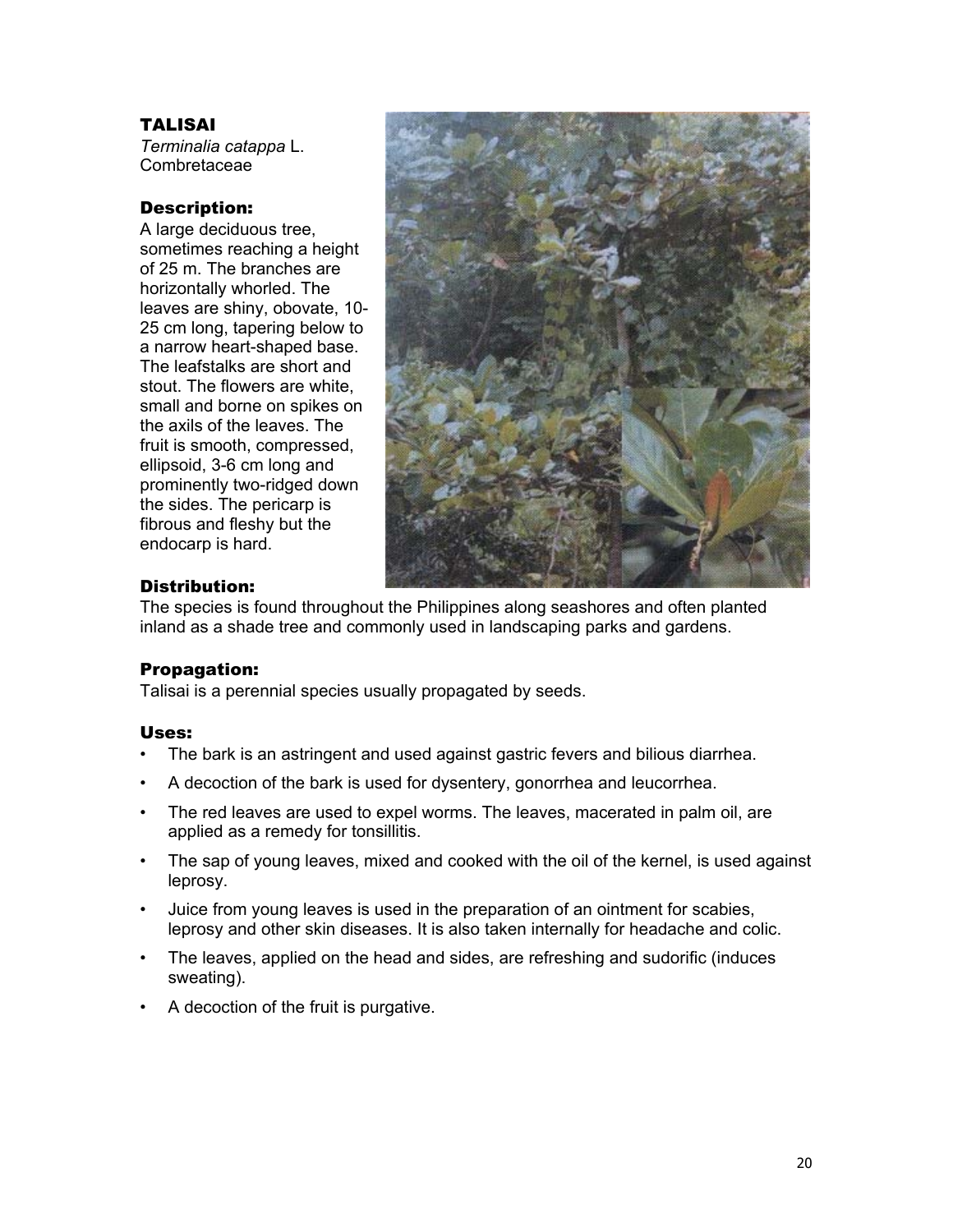## TALISAI

*Terminalia catappa* L.
Combretaceae

### Description:

A large deciduous tree, sometimes reaching a height of 25 m. The branches are horizontally whorled. The leaves are shiny, obovate, 10-25 cm long, tapering below to a narrow heart-shaped base. The leafstalks are short and stout. The flowers are white, small and borne on spikes on the axils of the leaves. The fruit is smooth, compressed, ellipsoid, 3-6 cm long and prominently two-ridged down the sides. The pericarp is fibrous and fleshy but the endocarp is hard.

### Distribution:

The species is found throughout the Philippines along seashores and often planted inland as a shade tree and commonly used in landscaping parks and gardens.

### Propagation:

Talisai is a perennial species usually propagated by seeds.

### Uses:

- The bark is an astringent and used against gastric fevers and bilious diarrhea.
- A decoction of the bark is used for dysentery, gonorrhea and leucorrhea.
- The red leaves are used to expel worms. The leaves, macerated in palm oil, are applied as a remedy for tonsillitis.
- The sap of young leaves, mixed and cooked with the oil of the kernel, is used against leprosy.
- Juice from young leaves is used in the preparation of an ointment for scabies, leprosy and other skin diseases. It is also taken internally for headache and colic.
- The leaves, applied on the head and sides, are refreshing and sudorific (induces sweating).
- A decoction of the fruit is purgative.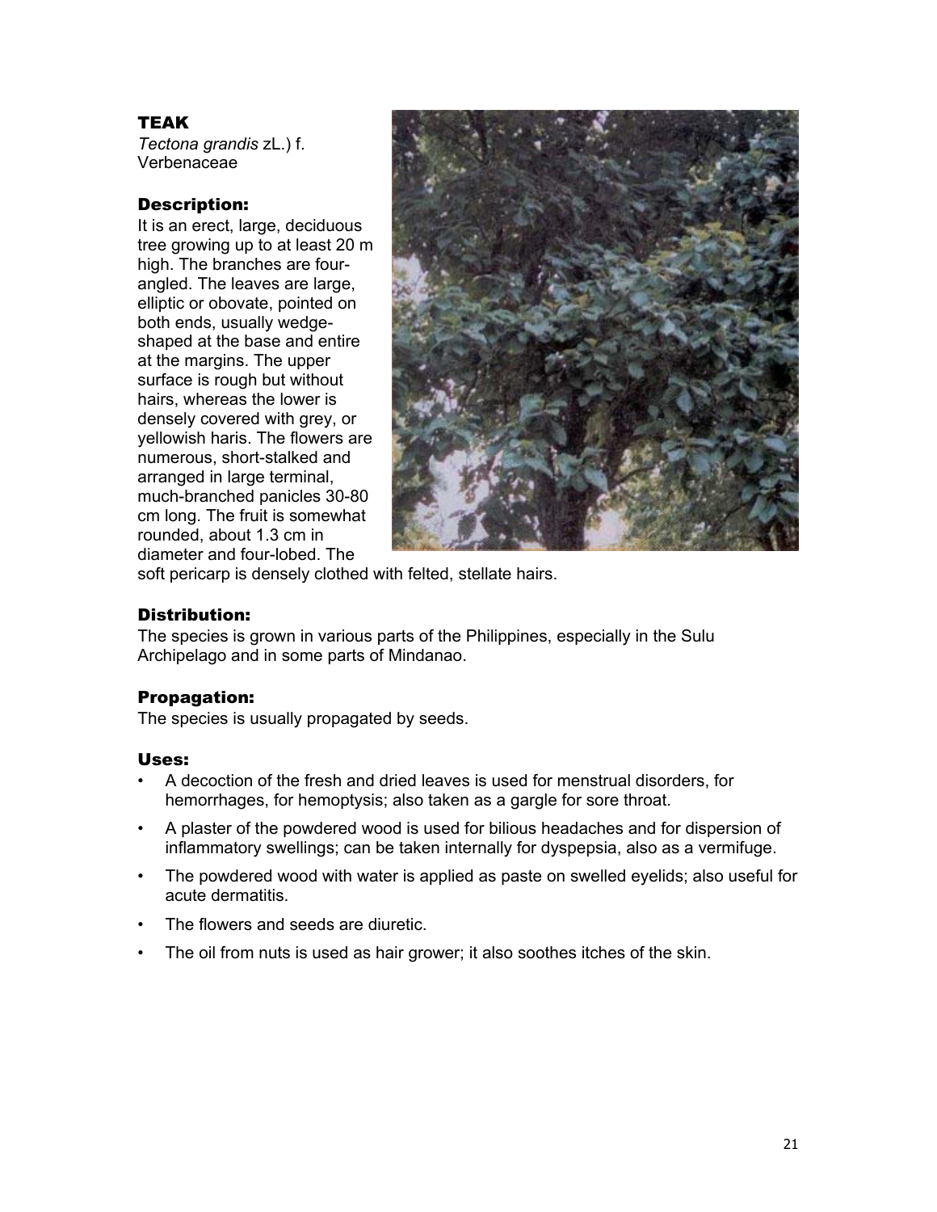## TEAK

*Tectona grandis* zL.) f.
Verbenaceae

### Description:

It is an erect, large, deciduous tree growing up to at least 20 m high. The branches are four-angled. The leaves are large, elliptic or obovate, pointed on both ends, usually wedge-shaped at the base and entire at the margins. The upper surface is rough but without hairs, whereas the lower is densely covered with grey, or yellowish haris. The flowers are numerous, short-stalked and arranged in large terminal, much-branched panicles 30-80 cm long. The fruit is somewhat rounded, about 1.3 cm in diameter and four-lobed. The soft pericarp is densely clothed with felted, stellate hairs.

### Distribution:

The species is grown in various parts of the Philippines, especially in the Sulu Archipelago and in some parts of Mindanao.

### Propagation:

The species is usually propagated by seeds.

### Uses:

- A decoction of the fresh and dried leaves is used for menstrual disorders, for hemorrhages, for hemoptysis; also taken as a gargle for sore throat.
- A plaster of the powdered wood is used for bilious headaches and for dispersion of inflammatory swellings; can be taken internally for dyspepsia, also as a vermifuge.
- The powdered wood with water is applied as paste on swelled eyelids; also useful for acute dermatitis.
- The flowers and seeds are diuretic.
- The oil from nuts is used as hair grower; it also soothes itches of the skin.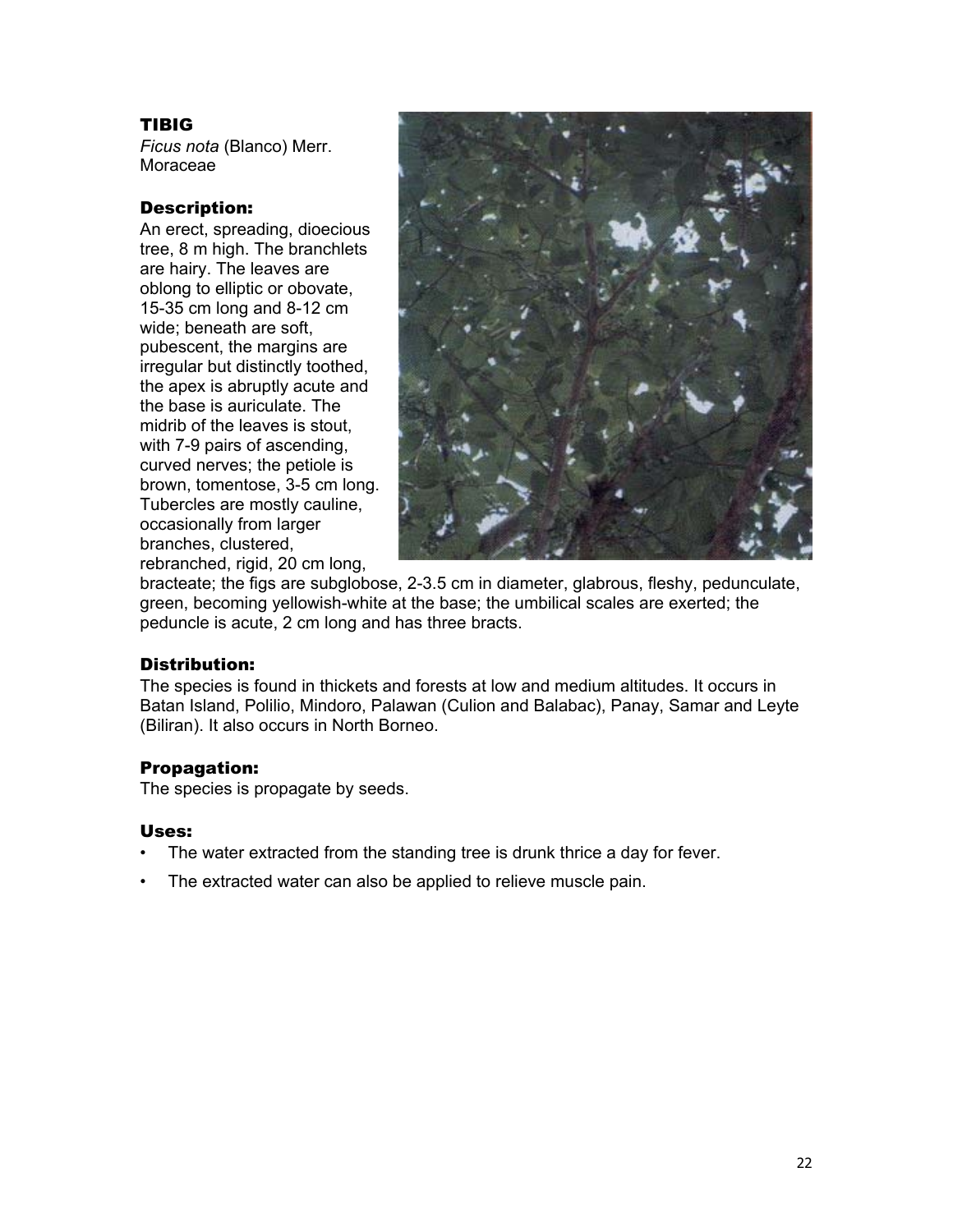## TIBIG

*Ficus nota* (Blanco) Merr.
Moraceae

### Description:

An erect, spreading, dioecious tree, 8 m high. The branchlets are hairy. The leaves are oblong to elliptic or obovate, 15-35 cm long and 8-12 cm wide; beneath are soft, pubescent, the margins are irregular but distinctly toothed, the apex is abruptly acute and the base is auriculate. The midrib of the leaves is stout, with 7-9 pairs of ascending, curved nerves; the petiole is brown, tomentose, 3-5 cm long. Tubercles are mostly cauline, occasionally from larger branches, clustered, rebranched, rigid, 20 cm long, bracteate; the figs are subglobose, 2-3.5 cm in diameter, glabrous, fleshy, pedunculate, green, becoming yellowish-white at the base; the umbilical scales are exerted; the peduncle is acute, 2 cm long and has three bracts.

### Distribution:

The species is found in thickets and forests at low and medium altitudes. It occurs in Batan Island, Polilio, Mindoro, Palawan (Culion and Balabac), Panay, Samar and Leyte (Biliran). It also occurs in North Borneo.

### Propagation:

The species is propagate by seeds.

### Uses:

- The water extracted from the standing tree is drunk thrice a day for fever.
- The extracted water can also be applied to relieve muscle pain.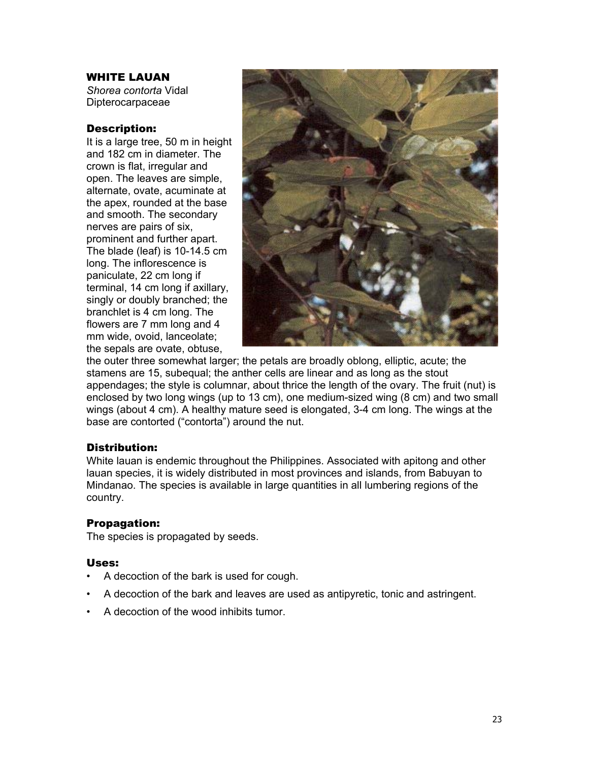## WHITE LAUAN

*Shorea contorta* Vidal
Dipterocarpaceae

### Description:

It is a large tree, 50 m in height and 182 cm in diameter. The crown is flat, irregular and open. The leaves are simple, alternate, ovate, acuminate at the apex, rounded at the base and smooth. The secondary nerves are pairs of six, prominent and further apart. The blade (leaf) is 10-14.5 cm long. The inflorescence is paniculate, 22 cm long if terminal, 14 cm long if axillary, singly or doubly branched; the branchlet is 4 cm long. The flowers are 7 mm long and 4 mm wide, ovoid, lanceolate; the sepals are ovate, obtuse, the outer three somewhat larger; the petals are broadly oblong, elliptic, acute; the stamens are 15, subequal; the anther cells are linear and as long as the stout appendages; the style is columnar, about thrice the length of the ovary. The fruit (nut) is enclosed by two long wings (up to 13 cm), one medium-sized wing (8 cm) and two small wings (about 4 cm). A healthy mature seed is elongated, 3-4 cm long. The wings at the base are contorted ("contorta") around the nut.

### Distribution:

White lauan is endemic throughout the Philippines. Associated with apitong and other lauan species, it is widely distributed in most provinces and islands, from Babuyan to Mindanao. The species is available in large quantities in all lumbering regions of the country.

### Propagation:

The species is propagated by seeds.

### Uses:

- A decoction of the bark is used for cough.
- A decoction of the bark and leaves are used as antipyretic, tonic and astringent.
- A decoction of the wood inhibits tumor.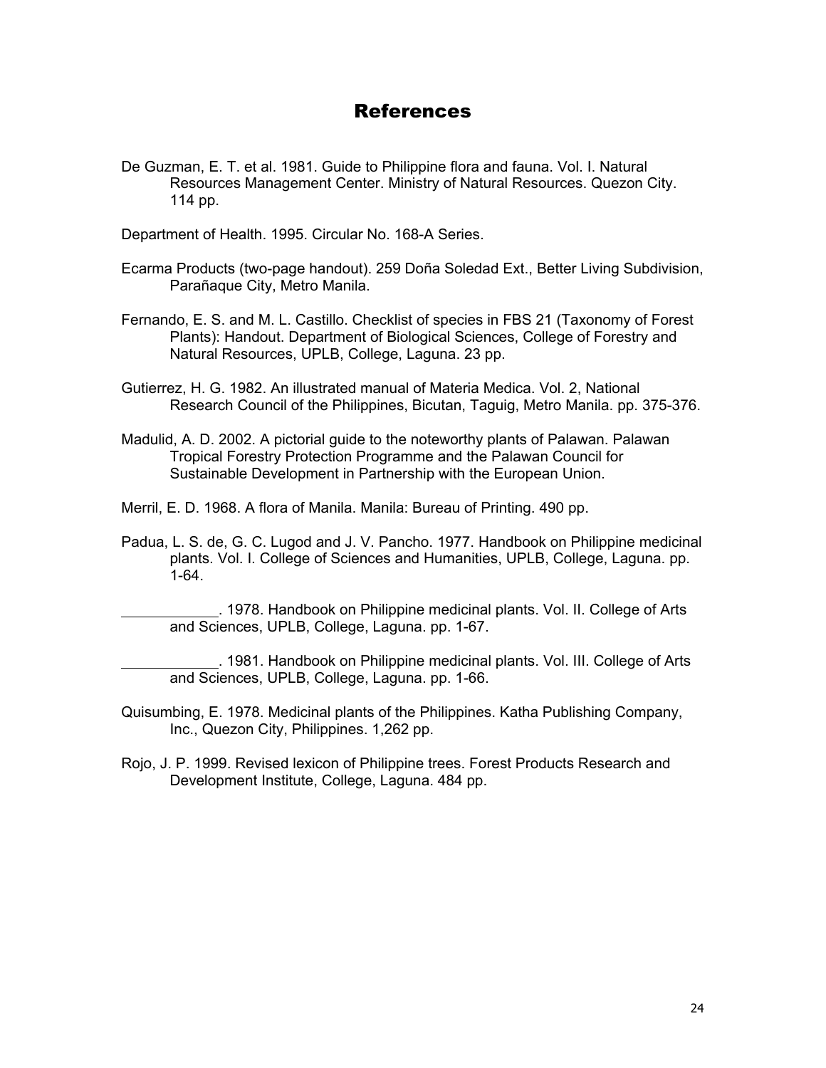# References

De Guzman, E. T. et al. 1981. Guide to Philippine flora and fauna. Vol. I. Natural Resources Management Center. Ministry of Natural Resources. Quezon City. 114 pp.

Department of Health. 1995. Circular No. 168-A Series.

Ecarma Products (two-page handout). 259 Doña Soledad Ext., Better Living Subdivision, Parañaque City, Metro Manila.

Fernando, E. S. and M. L. Castillo. Checklist of species in FBS 21 (Taxonomy of Forest Plants): Handout. Department of Biological Sciences, College of Forestry and Natural Resources, UPLB, College, Laguna. 23 pp.

Gutierrez, H. G. 1982. An illustrated manual of Materia Medica. Vol. 2, National Research Council of the Philippines, Bicutan, Taguig, Metro Manila. pp. 375-376.

Madulid, A. D. 2002. A pictorial guide to the noteworthy plants of Palawan. Palawan Tropical Forestry Protection Programme and the Palawan Council for Sustainable Development in Partnership with the European Union.

Merril, E. D. 1968. A flora of Manila. Manila: Bureau of Printing. 490 pp.

Padua, L. S. de, G. C. Lugod and J. V. Pancho. 1977. Handbook on Philippine medicinal plants. Vol. I. College of Sciences and Humanities, UPLB, College, Laguna. pp. 1-64.

\_\_\_\_\_\_\_\_\_\_\_\_. 1978. Handbook on Philippine medicinal plants. Vol. II. College of Arts and Sciences, UPLB, College, Laguna. pp. 1-67.

\_\_\_\_\_\_\_\_\_\_\_\_. 1981. Handbook on Philippine medicinal plants. Vol. III. College of Arts and Sciences, UPLB, College, Laguna. pp. 1-66.

Quisumbing, E. 1978. Medicinal plants of the Philippines. Katha Publishing Company, Inc., Quezon City, Philippines. 1,262 pp.

Rojo, J. P. 1999. Revised lexicon of Philippine trees. Forest Products Research and Development Institute, College, Laguna. 484 pp.